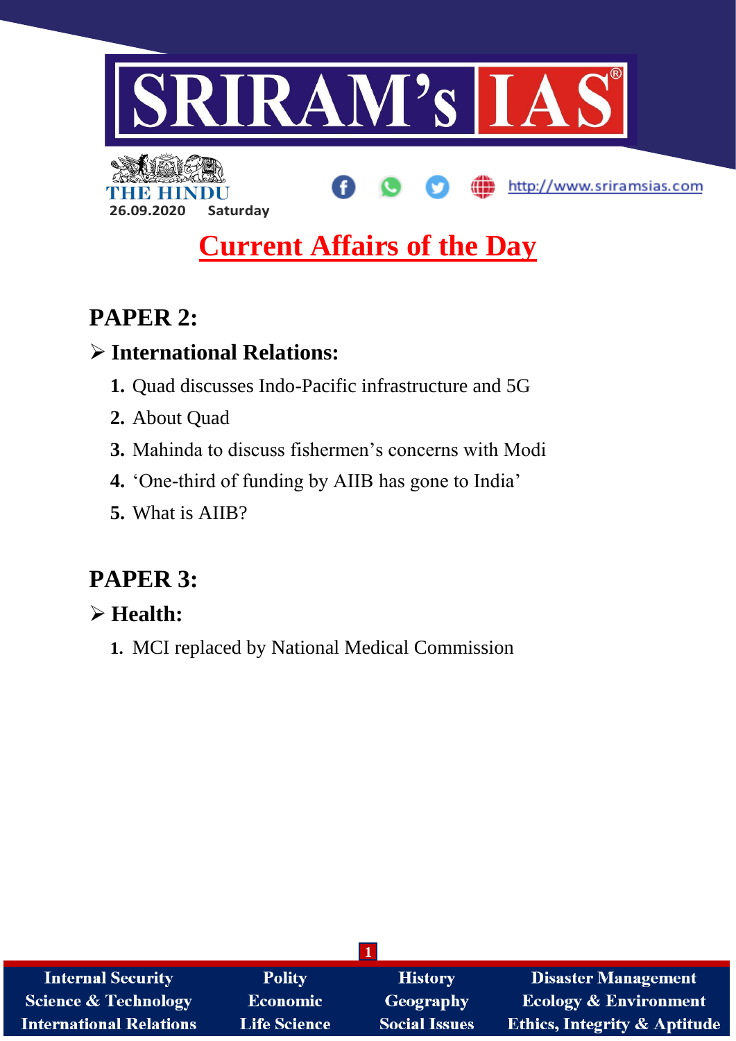# SRIRAM's IAS

THE HINDU

26.09.2020 Saturday

http://www.sriramsias.com

## Current Affairs of the Day

## PAPER 2:

### ➢ International Relations:

1. Quad discusses Indo-Pacific infrastructure and 5G
2. About Quad
3. Mahinda to discuss fishermen's concerns with Modi
4. 'One-third of funding by AIIB has gone to India'
5. What is AIIB?

## PAPER 3:

### ➢ Health:

1. MCI replaced by National Medical Commission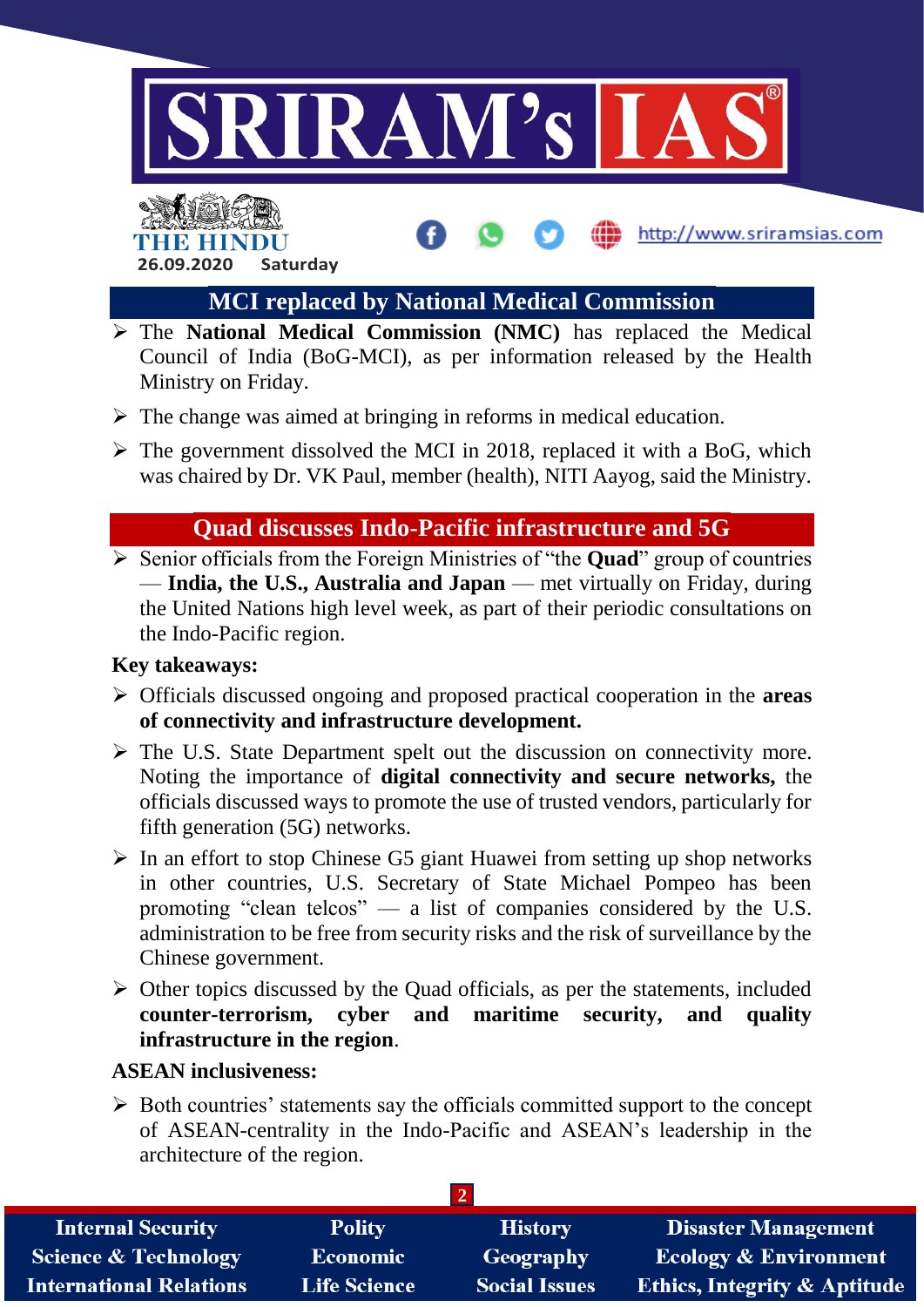## MCI replaced by National Medical Commission

- The **National Medical Commission (NMC)** has replaced the Medical Council of India (BoG-MCI), as per information released by the Health Ministry on Friday.
- The change was aimed at bringing in reforms in medical education.
- The government dissolved the MCI in 2018, replaced it with a BoG, which was chaired by Dr. VK Paul, member (health), NITI Aayog, said the Ministry.

## Quad discusses Indo-Pacific infrastructure and 5G

- Senior officials from the Foreign Ministries of "the **Quad**" group of countries — **India, the U.S., Australia and Japan** — met virtually on Friday, during the United Nations high level week, as part of their periodic consultations on the Indo-Pacific region.

**Key takeaways:**

- Officials discussed ongoing and proposed practical cooperation in the **areas of connectivity and infrastructure development.**
- The U.S. State Department spelt out the discussion on connectivity more. Noting the importance of **digital connectivity and secure networks,** the officials discussed ways to promote the use of trusted vendors, particularly for fifth generation (5G) networks.
- In an effort to stop Chinese G5 giant Huawei from setting up shop networks in other countries, U.S. Secretary of State Michael Pompeo has been promoting "clean telcos" — a list of companies considered by the U.S. administration to be free from security risks and the risk of surveillance by the Chinese government.
- Other topics discussed by the Quad officials, as per the statements, included **counter-terrorism, cyber and maritime security, and quality infrastructure in the region**.

**ASEAN inclusiveness:**

- Both countries' statements say the officials committed support to the concept of ASEAN-centrality in the Indo-Pacific and ASEAN's leadership in the architecture of the region.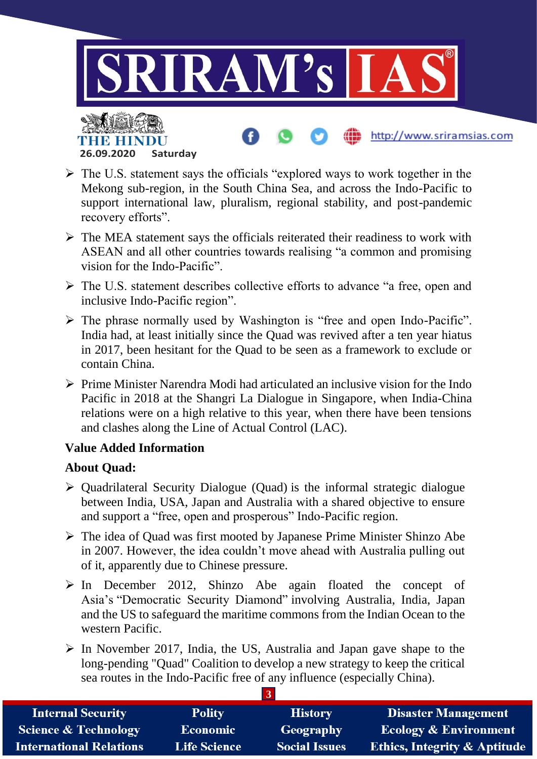- The U.S. statement says the officials "explored ways to work together in the Mekong sub-region, in the South China Sea, and across the Indo-Pacific to support international law, pluralism, regional stability, and post-pandemic recovery efforts".
- The MEA statement says the officials reiterated their readiness to work with ASEAN and all other countries towards realising "a common and promising vision for the Indo-Pacific".
- The U.S. statement describes collective efforts to advance "a free, open and inclusive Indo-Pacific region".
- The phrase normally used by Washington is "free and open Indo-Pacific". India had, at least initially since the Quad was revived after a ten year hiatus in 2017, been hesitant for the Quad to be seen as a framework to exclude or contain China.
- Prime Minister Narendra Modi had articulated an inclusive vision for the Indo Pacific in 2018 at the Shangri La Dialogue in Singapore, when India-China relations were on a high relative to this year, when there have been tensions and clashes along the Line of Actual Control (LAC).

**Value Added Information**

**About Quad:**

- Quadrilateral Security Dialogue (Quad) is the informal strategic dialogue between India, USA, Japan and Australia with a shared objective to ensure and support a "free, open and prosperous" Indo-Pacific region.
- The idea of Quad was first mooted by Japanese Prime Minister Shinzo Abe in 2007. However, the idea couldn't move ahead with Australia pulling out of it, apparently due to Chinese pressure.
- In December 2012, Shinzo Abe again floated the concept of Asia's "Democratic Security Diamond" involving Australia, India, Japan and the US to safeguard the maritime commons from the Indian Ocean to the western Pacific.
- In November 2017, India, the US, Australia and Japan gave shape to the long-pending "Quad" Coalition to develop a new strategy to keep the critical sea routes in the Indo-Pacific free of any influence (especially China).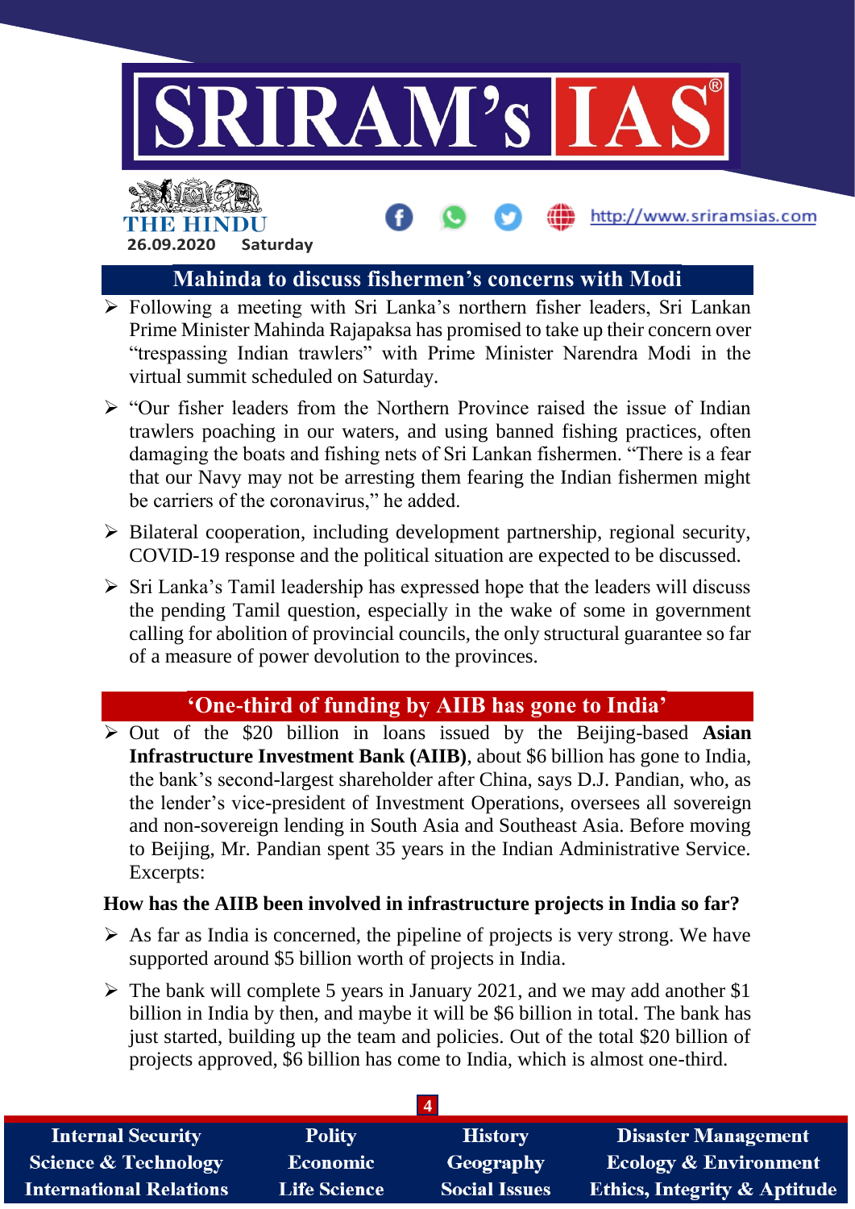## Mahinda to discuss fishermen's concerns with Modi

- Following a meeting with Sri Lanka's northern fisher leaders, Sri Lankan Prime Minister Mahinda Rajapaksa has promised to take up their concern over "trespassing Indian trawlers" with Prime Minister Narendra Modi in the virtual summit scheduled on Saturday.
- "Our fisher leaders from the Northern Province raised the issue of Indian trawlers poaching in our waters, and using banned fishing practices, often damaging the boats and fishing nets of Sri Lankan fishermen. "There is a fear that our Navy may not be arresting them fearing the Indian fishermen might be carriers of the coronavirus," he added.
- Bilateral cooperation, including development partnership, regional security, COVID-19 response and the political situation are expected to be discussed.
- Sri Lanka's Tamil leadership has expressed hope that the leaders will discuss the pending Tamil question, especially in the wake of some in government calling for abolition of provincial councils, the only structural guarantee so far of a measure of power devolution to the provinces.

## 'One-third of funding by AIIB has gone to India'

- Out of the $20 billion in loans issued by the Beijing-based **Asian Infrastructure Investment Bank (AIIB)**, about $6 billion has gone to India, the bank's second-largest shareholder after China, says D.J. Pandian, who, as the lender's vice-president of Investment Operations, oversees all sovereign and non-sovereign lending in South Asia and Southeast Asia. Before moving to Beijing, Mr. Pandian spent 35 years in the Indian Administrative Service. Excerpts:

**How has the AIIB been involved in infrastructure projects in India so far?**

- As far as India is concerned, the pipeline of projects is very strong. We have supported around $5 billion worth of projects in India.
- The bank will complete 5 years in January 2021, and we may add another $1 billion in India by then, and maybe it will be $6 billion in total. The bank has just started, building up the team and policies. Out of the total $20 billion of projects approved, $6 billion has come to India, which is almost one-third.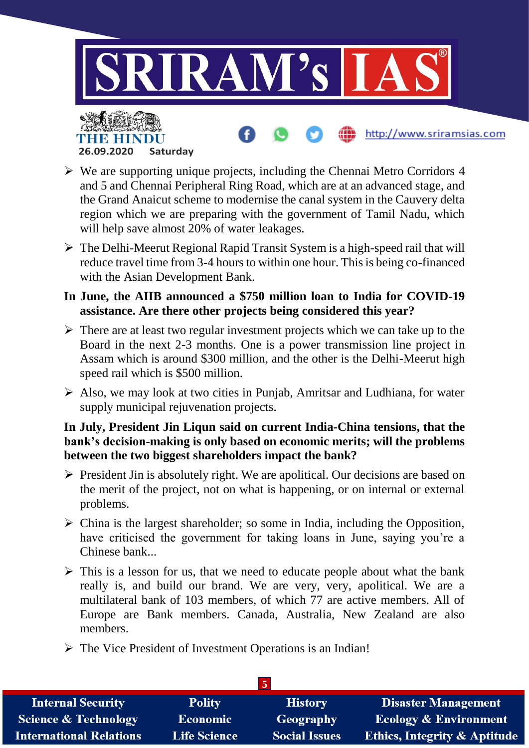- We are supporting unique projects, including the Chennai Metro Corridors 4 and 5 and Chennai Peripheral Ring Road, which are at an advanced stage, and the Grand Anaicut scheme to modernise the canal system in the Cauvery delta region which we are preparing with the government of Tamil Nadu, which will help save almost 20% of water leakages.
- The Delhi-Meerut Regional Rapid Transit System is a high-speed rail that will reduce travel time from 3-4 hours to within one hour. This is being co-financed with the Asian Development Bank.

**In June, the AIIB announced a $750 million loan to India for COVID-19 assistance. Are there other projects being considered this year?**

- There are at least two regular investment projects which we can take up to the Board in the next 2-3 months. One is a power transmission line project in Assam which is around $300 million, and the other is the Delhi-Meerut high speed rail which is $500 million.
- Also, we may look at two cities in Punjab, Amritsar and Ludhiana, for water supply municipal rejuvenation projects.

**In July, President Jin Liqun said on current India-China tensions, that the bank's decision-making is only based on economic merits; will the problems between the two biggest shareholders impact the bank?**

- President Jin is absolutely right. We are apolitical. Our decisions are based on the merit of the project, not on what is happening, or on internal or external problems.
- China is the largest shareholder; so some in India, including the Opposition, have criticised the government for taking loans in June, saying you're a Chinese bank...
- This is a lesson for us, that we need to educate people about what the bank really is, and build our brand. We are very, very, apolitical. We are a multilateral bank of 103 members, of which 77 are active members. All of Europe are Bank members. Canada, Australia, New Zealand are also members.
- The Vice President of Investment Operations is an Indian!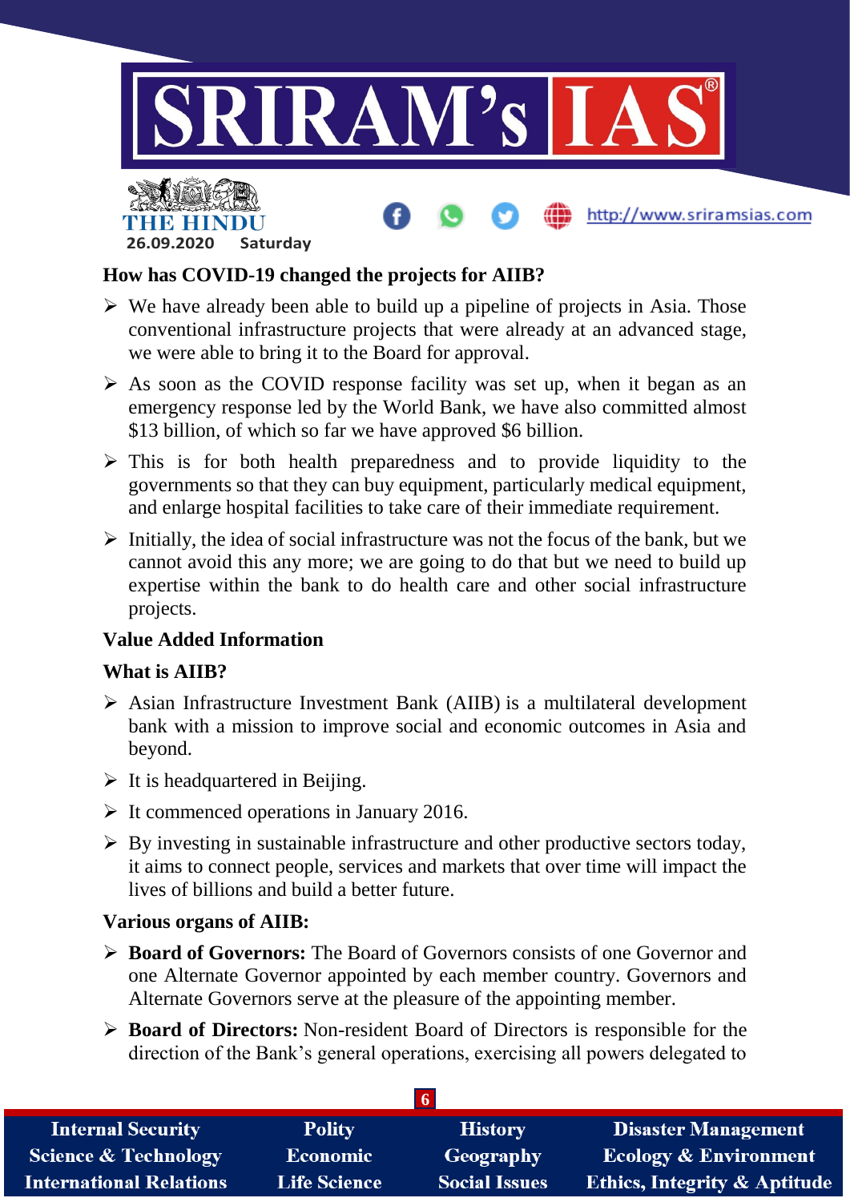### How has COVID-19 changed the projects for AIIB?

- We have already been able to build up a pipeline of projects in Asia. Those conventional infrastructure projects that were already at an advanced stage, we were able to bring it to the Board for approval.
- As soon as the COVID response facility was set up, when it began as an emergency response led by the World Bank, we have also committed almost $13 billion, of which so far we have approved $6 billion.
- This is for both health preparedness and to provide liquidity to the governments so that they can buy equipment, particularly medical equipment, and enlarge hospital facilities to take care of their immediate requirement.
- Initially, the idea of social infrastructure was not the focus of the bank, but we cannot avoid this any more; we are going to do that but we need to build up expertise within the bank to do health care and other social infrastructure projects.

### Value Added Information

### What is AIIB?

- Asian Infrastructure Investment Bank (AIIB) is a multilateral development bank with a mission to improve social and economic outcomes in Asia and beyond.
- It is headquartered in Beijing.
- It commenced operations in January 2016.
- By investing in sustainable infrastructure and other productive sectors today, it aims to connect people, services and markets that over time will impact the lives of billions and build a better future.

### Various organs of AIIB:

- **Board of Governors:** The Board of Governors consists of one Governor and one Alternate Governor appointed by each member country. Governors and Alternate Governors serve at the pleasure of the appointing member.
- **Board of Directors:** Non-resident Board of Directors is responsible for the direction of the Bank's general operations, exercising all powers delegated to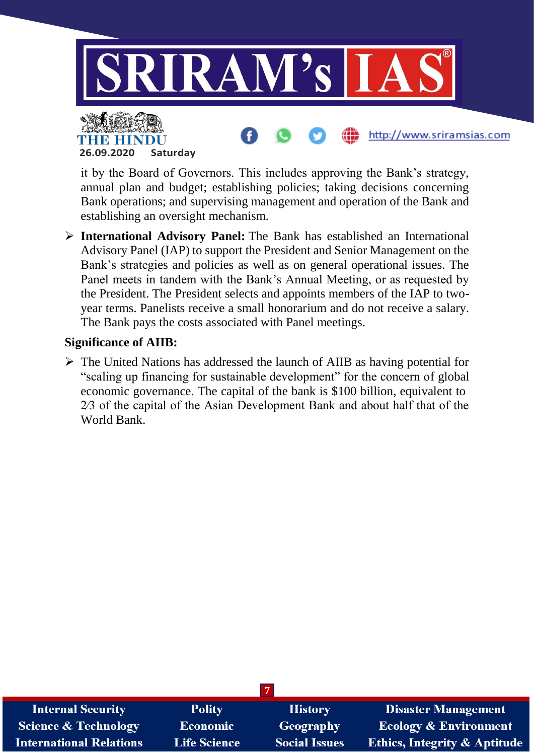it by the Board of Governors. This includes approving the Bank's strategy, annual plan and budget; establishing policies; taking decisions concerning Bank operations; and supervising management and operation of the Bank and establishing an oversight mechanism.

- **International Advisory Panel:** The Bank has established an International Advisory Panel (IAP) to support the President and Senior Management on the Bank's strategies and policies as well as on general operational issues. The Panel meets in tandem with the Bank's Annual Meeting, or as requested by the President. The President selects and appoints members of the IAP to two-year terms. Panelists receive a small honorarium and do not receive a salary. The Bank pays the costs associated with Panel meetings.

**Significance of AIIB:**

- The United Nations has addressed the launch of AIIB as having potential for "scaling up financing for sustainable development" for the concern of global economic governance. The capital of the bank is $100 billion, equivalent to 2⁄3 of the capital of the Asian Development Bank and about half that of the World Bank.